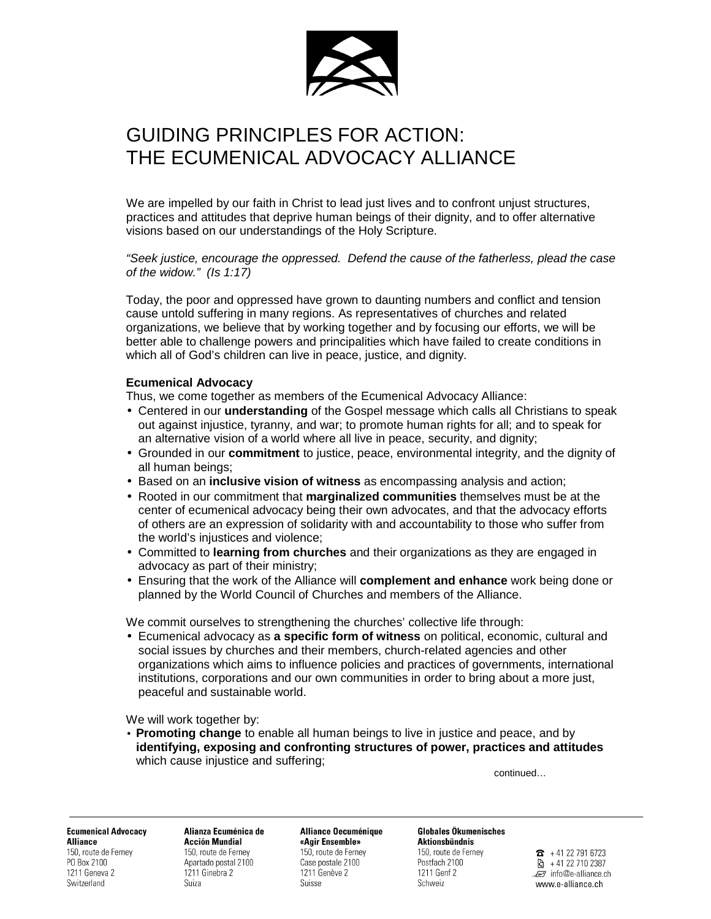# GUIDING PRINCIPLES FOR ACTION: THE ECUMENICAL ADVOCACY ALLIANCE

We are impelled by our faith in Christ to lead just lives and to confront unjust structures, practices and attitudes that deprive human beings of their dignity, and to offer alternative visions based on our understandings of the Holy Scripture.

*"Seek justice, encourage the oppressed. Defend the cause of the fatherless, plead the case of the widow." (Is 1:17)*

Today, the poor and oppressed have grown to daunting numbers and conflict and tension cause untold suffering in many regions. As representatives of churches and related organizations, we believe that by working together and by focusing our efforts, we will be better able to challenge powers and principalities which have failed to create conditions in which all of God's children can live in peace, justice, and dignity.

**Ecumenical Advocacy**

Thus, we come together as members of the Ecumenical Advocacy Alliance:

- Centered in our **understanding** of the Gospel message which calls all Christians to speak out against injustice, tyranny, and war; to promote human rights for all; and to speak for an alternative vision of a world where all live in peace, security, and dignity;
- Grounded in our **commitment** to justice, peace, environmental integrity, and the dignity of all human beings;
- Based on an **inclusive vision of witness** as encompassing analysis and action;
- Rooted in our commitment that **marginalized communities** themselves must be at the center of ecumenical advocacy being their own advocates, and that the advocacy efforts of others are an expression of solidarity with and accountability to those who suffer from the world's injustices and violence;
- Committed to **learning from churches** and their organizations as they are engaged in advocacy as part of their ministry;
- Ensuring that the work of the Alliance will **complement and enhance** work being done or planned by the World Council of Churches and members of the Alliance.

We commit ourselves to strengthening the churches' collective life through:

- Ecumenical advocacy as **a specific form of witness** on political, economic, cultural and social issues by churches and their members, church-related agencies and other organizations which aims to influence policies and practices of governments, international institutions, corporations and our own communities in order to bring about a more just, peaceful and sustainable world.

We will work together by:

- **Promoting change** to enable all human beings to live in justice and peace, and by **identifying, exposing and confronting structures of power, practices and attitudes** which cause injustice and suffering;

continued…

**Ecumenical Advocacy Alliance**
150, route de Ferney
PO Box 2100
1211 Geneva 2
Switzerland

**Alianza Ecuménica de Acción Mundial**
150, route de Ferney
Apartado postal 2100
1211 Ginebra 2
Suiza

**Alliance Oecuménique «Agir Ensemble»**
150, route de Ferney
Case postale 2100
1211 Genève 2
Suisse

**Globales Ökumenisches Aktionsbündnis**
150, route de Ferney
Postfach 2100
1211 Genf 2
Schweiz

+ 41 22 791 6723
+ 41 22 710 2387
info@e-alliance.ch
www.e-alliance.ch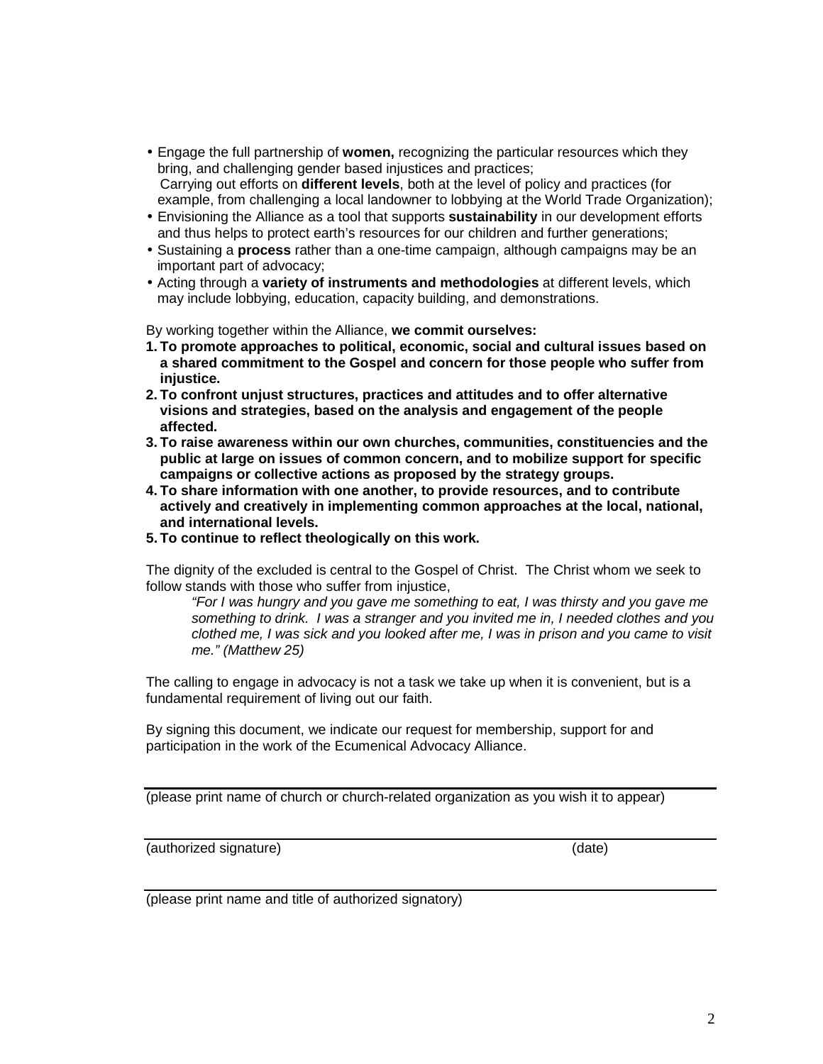- Engage the full partnership of **women,** recognizing the particular resources which they bring, and challenging gender based injustices and practices;
  Carrying out efforts on **different levels**, both at the level of policy and practices (for example, from challenging a local landowner to lobbying at the World Trade Organization);
- Envisioning the Alliance as a tool that supports **sustainability** in our development efforts and thus helps to protect earth's resources for our children and further generations;
- Sustaining a **process** rather than a one-time campaign, although campaigns may be an important part of advocacy;
- Acting through a **variety of instruments and methodologies** at different levels, which may include lobbying, education, capacity building, and demonstrations.

By working together within the Alliance, **we commit ourselves:**

1. **To promote approaches to political, economic, social and cultural issues based on a shared commitment to the Gospel and concern for those people who suffer from injustice.**
2. **To confront unjust structures, practices and attitudes and to offer alternative visions and strategies, based on the analysis and engagement of the people affected.**
3. **To raise awareness within our own churches, communities, constituencies and the public at large on issues of common concern, and to mobilize support for specific campaigns or collective actions as proposed by the strategy groups.**
4. **To share information with one another, to provide resources, and to contribute actively and creatively in implementing common approaches at the local, national, and international levels.**
5. **To continue to reflect theologically on this work.**

The dignity of the excluded is central to the Gospel of Christ. The Christ whom we seek to follow stands with those who suffer from injustice,

> *"For I was hungry and you gave me something to eat, I was thirsty and you gave me something to drink. I was a stranger and you invited me in, I needed clothes and you clothed me, I was sick and you looked after me, I was in prison and you came to visit me." (Matthew 25)*

The calling to engage in advocacy is not a task we take up when it is convenient, but is a fundamental requirement of living out our faith.

By signing this document, we indicate our request for membership, support for and participation in the work of the Ecumenical Advocacy Alliance.

---

(please print name of church or church-related organization as you wish it to appear)

---

(authorized signature) (date)

---

(please print name and title of authorized signatory)